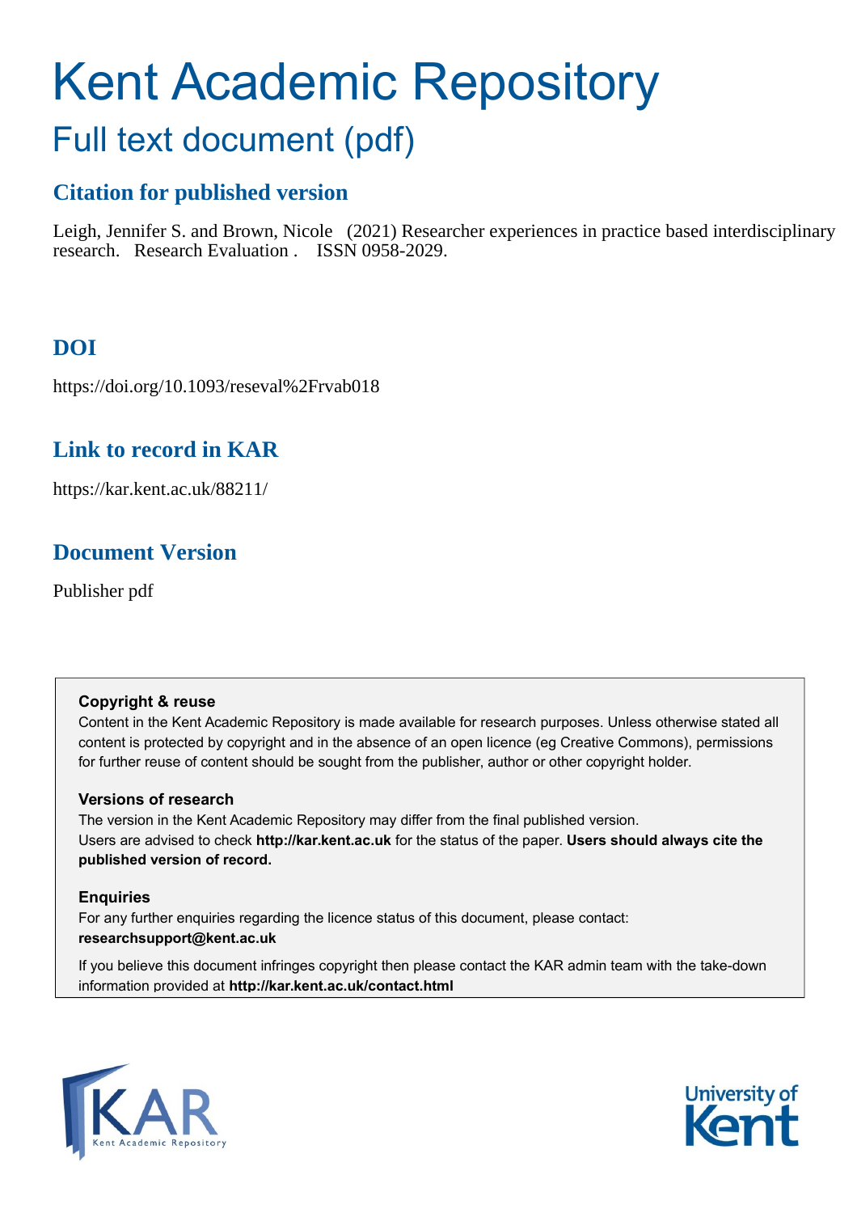# Kent Academic Repository

## Full text document (pdf)

### Citation for published version

Leigh, Jennifer S. and Brown, Nicole (2021) Researcher experiences in practice based interdisciplinary research. Research Evaluation . ISSN 0958-2029.

### DOI

https://doi.org/10.1093/reseval%2Frvab018

### Link to record in KAR

https://kar.kent.ac.uk/88211/

### Document Version

Publisher pdf

**Copyright & reuse**

Content in the Kent Academic Repository is made available for research purposes. Unless otherwise stated all content is protected by copyright and in the absence of an open licence (eg Creative Commons), permissions for further reuse of content should be sought from the publisher, author or other copyright holder.

**Versions of research**

The version in the Kent Academic Repository may differ from the final published version. Users are advised to check **http://kar.kent.ac.uk** for the status of the paper. **Users should always cite the published version of record.**

**Enquiries**

For any further enquiries regarding the licence status of this document, please contact: **researchsupport@kent.ac.uk**

If you believe this document infringes copyright then please contact the KAR admin team with the take-down information provided at **http://kar.kent.ac.uk/contact.html**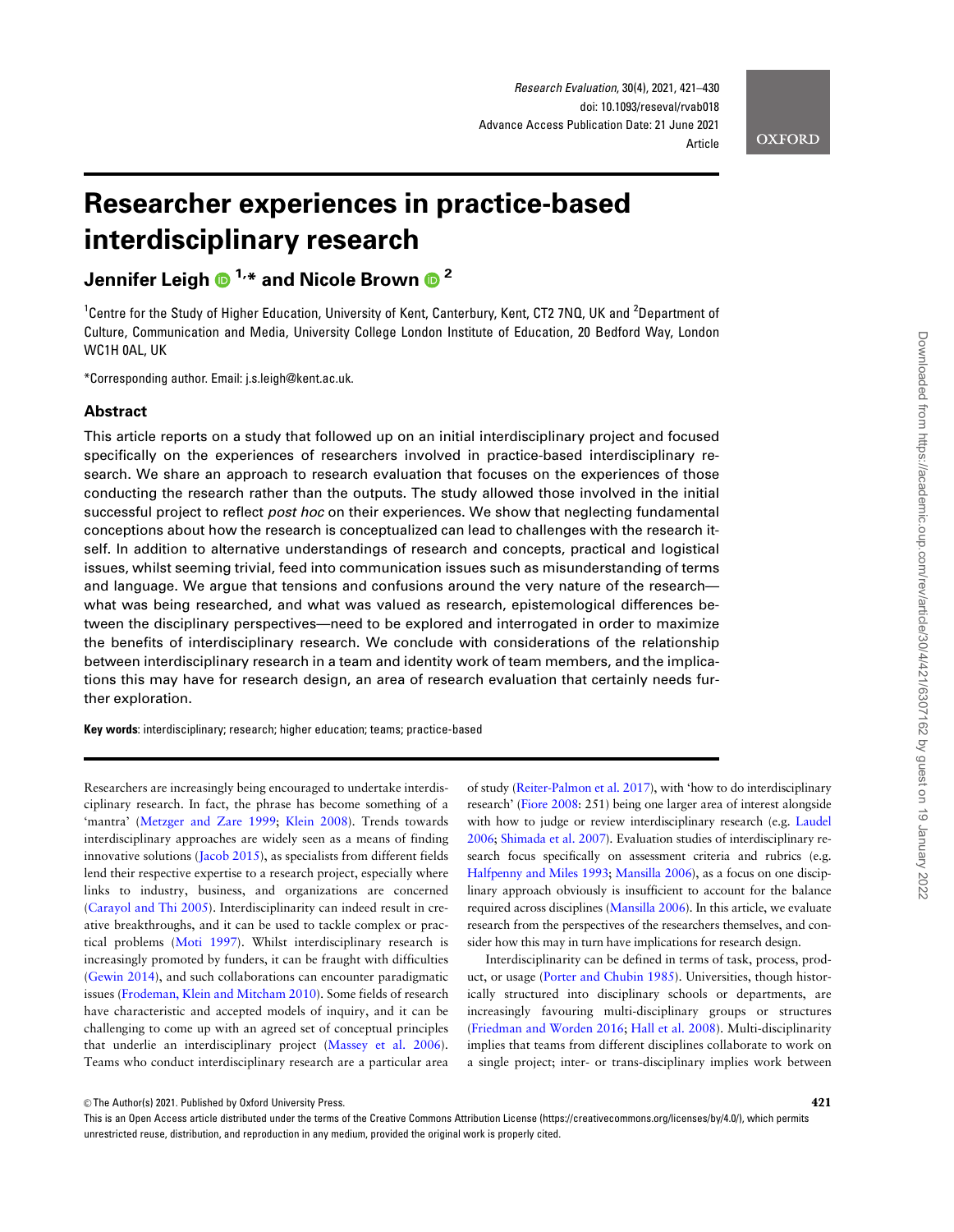# Researcher experiences in practice-based interdisciplinary research

**Jennifer Leigh [1,*] and Nicole Brown [2]**

[1]Centre for the Study of Higher Education, University of Kent, Canterbury, Kent, CT2 7NQ, UK and [2]Department of Culture, Communication and Media, University College London Institute of Education, 20 Bedford Way, London WC1H 0AL, UK

*Corresponding author. Email: j.s.leigh@kent.ac.uk.

## Abstract

This article reports on a study that followed up on an initial interdisciplinary project and focused specifically on the experiences of researchers involved in practice-based interdisciplinary research. We share an approach to research evaluation that focuses on the experiences of those conducting the research rather than the outputs. The study allowed those involved in the initial successful project to reflect *post hoc* on their experiences. We show that neglecting fundamental conceptions about how the research is conceptualized can lead to challenges with the research itself. In addition to alternative understandings of research and concepts, practical and logistical issues, whilst seeming trivial, feed into communication issues such as misunderstanding of terms and language. We argue that tensions and confusions around the very nature of the research—what was being researched, and what was valued as research, epistemological differences between the disciplinary perspectives—need to be explored and interrogated in order to maximize the benefits of interdisciplinary research. We conclude with considerations of the relationship between interdisciplinary research in a team and identity work of team members, and the implications this may have for research design, an area of research evaluation that certainly needs further exploration.

**Key words**: interdisciplinary; research; higher education; teams; practice-based

Researchers are increasingly being encouraged to undertake interdisciplinary research. In fact, the phrase has become something of a 'mantra' (Metzger and Zare 1999; Klein 2008). Trends towards interdisciplinary approaches are widely seen as a means of finding innovative solutions (Jacob 2015), as specialists from different fields lend their respective expertise to a research project, especially where links to industry, business, and organizations are concerned (Carayol and Thi 2005). Interdisciplinarity can indeed result in creative breakthroughs, and it can be used to tackle complex or practical problems (Moti 1997). Whilst interdisciplinary research is increasingly promoted by funders, it can be fraught with difficulties (Gewin 2014), and such collaborations can encounter paradigmatic issues (Frodeman, Klein and Mitcham 2010). Some fields of research have characteristic and accepted models of inquiry, and it can be challenging to come up with an agreed set of conceptual principles that underlie an interdisciplinary project (Massey et al. 2006). Teams who conduct interdisciplinary research are a particular area of study (Reiter-Palmon et al. 2017), with 'how to do interdisciplinary research' (Fiore 2008: 251) being one larger area of interest alongside with how to judge or review interdisciplinary research (e.g. Laudel 2006; Shimada et al. 2007). Evaluation studies of interdisciplinary research focus specifically on assessment criteria and rubrics (e.g. Halfpenny and Miles 1993; Mansilla 2006), as a focus on one disciplinary approach obviously is insufficient to account for the balance required across disciplines (Mansilla 2006). In this article, we evaluate research from the perspectives of the researchers themselves, and consider how this may in turn have implications for research design.

Interdisciplinarity can be defined in terms of task, process, product, or usage (Porter and Chubin 1985). Universities, though historically structured into disciplinary schools or departments, are increasingly favouring multi-disciplinary groups or structures (Friedman and Worden 2016; Hall et al. 2008). Multi-disciplinarity implies that teams from different disciplines collaborate to work on a single project; inter- or trans-disciplinary implies work between

© The Author(s) 2021. Published by Oxford University Press.

This is an Open Access article distributed under the terms of the Creative Commons Attribution License (https://creativecommons.org/licenses/by/4.0/), which permits unrestricted reuse, distribution, and reproduction in any medium, provided the original work is properly cited.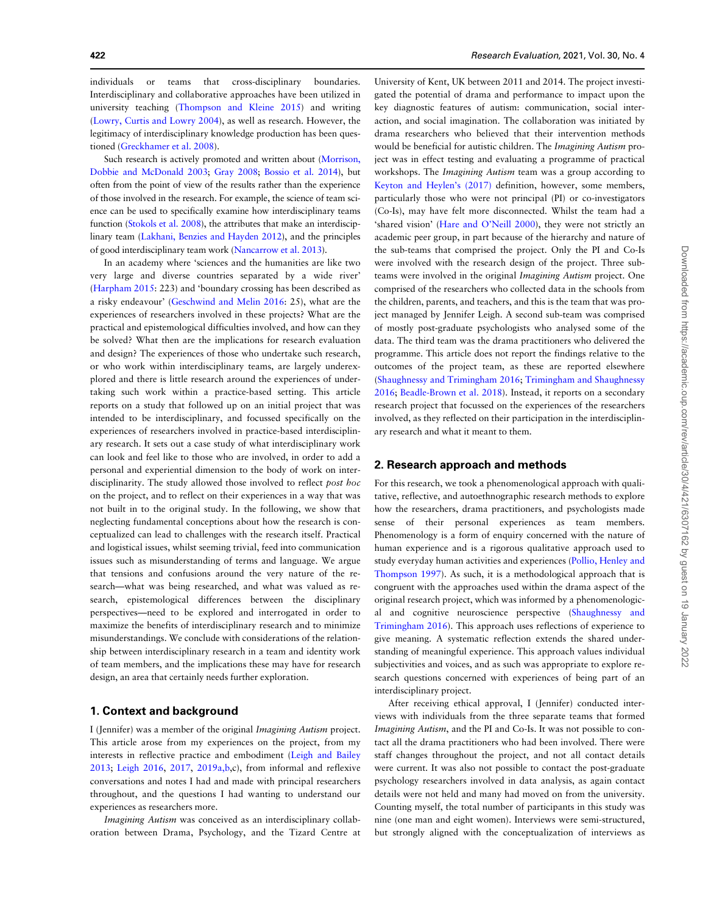individuals or teams that cross-disciplinary boundaries. Interdisciplinary and collaborative approaches have been utilized in university teaching (Thompson and Kleine 2015) and writing (Lowry, Curtis and Lowry 2004), as well as research. However, the legitimacy of interdisciplinary knowledge production has been questioned (Greckhamer et al. 2008).

Such research is actively promoted and written about (Morrison, Dobbie and McDonald 2003; Gray 2008; Bossio et al. 2014), but often from the point of view of the results rather than the experience of those involved in the research. For example, the science of team science can be used to specifically examine how interdisciplinary teams function (Stokols et al. 2008), the attributes that make an interdisciplinary team (Lakhani, Benzies and Hayden 2012), and the principles of good interdisciplinary team work (Nancarrow et al. 2013).

In an academy where 'sciences and the humanities are like two very large and diverse countries separated by a wide river' (Harpham 2015: 223) and 'boundary crossing has been described as a risky endeavour' (Geschwind and Melin 2016: 25), what are the experiences of researchers involved in these projects? What are the practical and epistemological difficulties involved, and how can they be solved? What then are the implications for research evaluation and design? The experiences of those who undertake such research, or who work within interdisciplinary teams, are largely underexplored and there is little research around the experiences of undertaking such work within a practice-based setting. This article reports on a study that followed up on an initial project that was intended to be interdisciplinary, and focussed specifically on the experiences of researchers involved in practice-based interdisciplinary research. It sets out a case study of what interdisciplinary work can look and feel like to those who are involved, in order to add a personal and experiential dimension to the body of work on interdisciplinarity. The study allowed those involved to reflect *post hoc* on the project, and to reflect on their experiences in a way that was not built in to the original study. In the following, we show that neglecting fundamental conceptions about how the research is conceptualized can lead to challenges with the research itself. Practical and logistical issues, whilst seeming trivial, feed into communication issues such as misunderstanding of terms and language. We argue that tensions and confusions around the very nature of the research—what was being researched, and what was valued as research, epistemological differences between the disciplinary perspectives—need to be explored and interrogated in order to maximize the benefits of interdisciplinary research and to minimize misunderstandings. We conclude with considerations of the relationship between interdisciplinary research in a team and identity work of team members, and the implications these may have for research design, an area that certainly needs further exploration.

## 1. Context and background

I (Jennifer) was a member of the original *Imagining Autism* project. This article arose from my experiences on the project, from my interests in reflective practice and embodiment (Leigh and Bailey 2013; Leigh 2016, 2017, 2019a,b,c), from informal and reflexive conversations and notes I had and made with principal researchers throughout, and the questions I had wanting to understand our experiences as researchers more.

*Imagining Autism* was conceived as an interdisciplinary collaboration between Drama, Psychology, and the Tizard Centre at University of Kent, UK between 2011 and 2014. The project investigated the potential of drama and performance to impact upon the key diagnostic features of autism: communication, social interaction, and social imagination. The collaboration was initiated by drama researchers who believed that their intervention methods would be beneficial for autistic children. The *Imagining Autism* project was in effect testing and evaluating a programme of practical workshops. The *Imagining Autism* team was a group according to Keyton and Heylen's (2017) definition, however, some members, particularly those who were not principal (PI) or co-investigators (Co-Is), may have felt more disconnected. Whilst the team had a 'shared vision' (Hare and O'Neill 2000), they were not strictly an academic peer group, in part because of the hierarchy and nature of the sub-teams that comprised the project. Only the PI and Co-Is were involved with the research design of the project. Three sub-teams were involved in the original *Imagining Autism* project. One comprised of the researchers who collected data in the schools from the children, parents, and teachers, and this is the team that was project managed by Jennifer Leigh. A second sub-team was comprised of mostly post-graduate psychologists who analysed some of the data. The third team was the drama practitioners who delivered the programme. This article does not report the findings relative to the outcomes of the project team, as these are reported elsewhere (Shaughnessy and Trimingham 2016; Trimingham and Shaughnessy 2016; Beadle-Brown et al. 2018). Instead, it reports on a secondary research project that focussed on the experiences of the researchers involved, as they reflected on their participation in the interdisciplinary research and what it meant to them.

## 2. Research approach and methods

For this research, we took a phenomenological approach with qualitative, reflective, and autoethnographic research methods to explore how the researchers, drama practitioners, and psychologists made sense of their personal experiences as team members. Phenomenology is a form of enquiry concerned with the nature of human experience and is a rigorous qualitative approach used to study everyday human activities and experiences (Pollio, Henley and Thompson 1997). As such, it is a methodological approach that is congruent with the approaches used within the drama aspect of the original research project, which was informed by a phenomenological and cognitive neuroscience perspective (Shaughnessy and Trimingham 2016). This approach uses reflections of experience to give meaning. A systematic reflection extends the shared understanding of meaningful experience. This approach values individual subjectivities and voices, and as such was appropriate to explore research questions concerned with experiences of being part of an interdisciplinary project.

After receiving ethical approval, I (Jennifer) conducted interviews with individuals from the three separate teams that formed *Imagining Autism*, and the PI and Co-Is. It was not possible to contact all the drama practitioners who had been involved. There were staff changes throughout the project, and not all contact details were current. It was also not possible to contact the post-graduate psychology researchers involved in data analysis, as again contact details were not held and many had moved on from the university. Counting myself, the total number of participants in this study was nine (one man and eight women). Interviews were semi-structured, but strongly aligned with the conceptualization of interviews as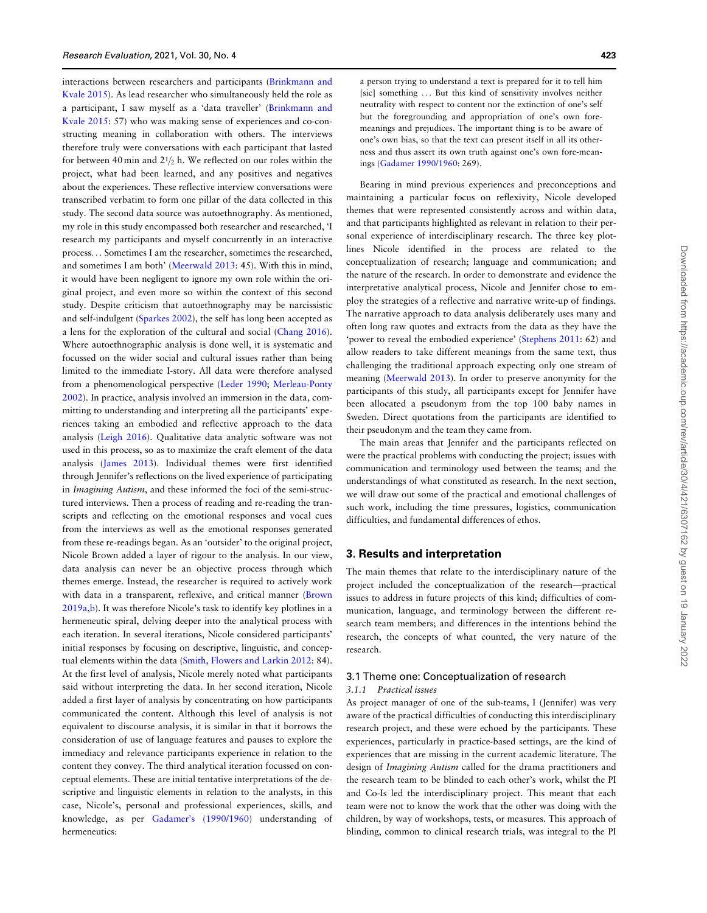interactions between researchers and participants (Brinkmann and Kvale 2015). As lead researcher who simultaneously held the role as a participant, I saw myself as a 'data traveller' (Brinkmann and Kvale 2015: 57) who was making sense of experiences and co-constructing meaning in collaboration with others. The interviews therefore truly were conversations with each participant that lasted for between 40 min and 2½ h. We reflected on our roles within the project, what had been learned, and any positives and negatives about the experiences. These reflective interview conversations were transcribed verbatim to form one pillar of the data collected in this study. The second data source was autoethnography. As mentioned, my role in this study encompassed both researcher and researched, 'I research my participants and myself concurrently in an interactive process... Sometimes I am the researcher, sometimes the researched, and sometimes I am both' (Meerwald 2013: 45). With this in mind, it would have been negligent to ignore my own role within the original project, and even more so within the context of this second study. Despite criticism that autoethnography may be narcissistic and self-indulgent (Sparkes 2002), the self has long been accepted as a lens for the exploration of the cultural and social (Chang 2016). Where autoethnographic analysis is done well, it is systematic and focussed on the wider social and cultural issues rather than being limited to the immediate I-story. All data were therefore analysed from a phenomenological perspective (Leder 1990; Merleau-Ponty 2002). In practice, analysis involved an immersion in the data, committing to understanding and interpreting all the participants' experiences taking an embodied and reflective approach to the data analysis (Leigh 2016). Qualitative data analytic software was not used in this process, so as to maximize the craft element of the data analysis (James 2013). Individual themes were first identified through Jennifer's reflections on the lived experience of participating in *Imagining Autism*, and these informed the foci of the semi-structured interviews. Then a process of reading and re-reading the transcripts and reflecting on the emotional responses and vocal cues from the interviews as well as the emotional responses generated from these re-readings began. As an 'outsider' to the original project, Nicole Brown added a layer of rigour to the analysis. In our view, data analysis can never be an objective process through which themes emerge. Instead, the researcher is required to actively work with data in a transparent, reflexive, and critical manner (Brown 2019a,b). It was therefore Nicole's task to identify key plotlines in a hermeneutic spiral, delving deeper into the analytical process with each iteration. In several iterations, Nicole considered participants' initial responses by focusing on descriptive, linguistic, and conceptual elements within the data (Smith, Flowers and Larkin 2012: 84). At the first level of analysis, Nicole merely noted what participants said without interpreting the data. In her second iteration, Nicole added a first layer of analysis by concentrating on how participants communicated the content. Although this level of analysis is not equivalent to discourse analysis, it is similar in that it borrows the consideration of use of language features and pauses to explore the immediacy and relevance participants experience in relation to the content they convey. The third analytical iteration focussed on conceptual elements. These are initial tentative interpretations of the descriptive and linguistic elements in relation to the analysts, in this case, Nicole's, personal and professional experiences, skills, and knowledge, as per Gadamer's (1990/1960) understanding of hermeneutics:

> a person trying to understand a text is prepared for it to tell him [sic] something ... But this kind of sensitivity involves neither neutrality with respect to content nor the extinction of one's self but the foregrounding and appropriation of one's own fore-meanings and prejudices. The important thing is to be aware of one's own bias, so that the text can present itself in all its otherness and thus assert its own truth against one's own fore-meanings (Gadamer 1990/1960: 269).

Bearing in mind previous experiences and preconceptions and maintaining a particular focus on reflexivity, Nicole developed themes that were represented consistently across and within data, and that participants highlighted as relevant in relation to their personal experience of interdisciplinary research. The three key plotlines Nicole identified in the process are related to the conceptualization of research; language and communication; and the nature of the research. In order to demonstrate and evidence the interpretative analytical process, Nicole and Jennifer chose to employ the strategies of a reflective and narrative write-up of findings. The narrative approach to data analysis deliberately uses many and often long raw quotes and extracts from the data as they have the 'power to reveal the embodied experience' (Stephens 2011: 62) and allow readers to take different meanings from the same text, thus challenging the traditional approach expecting only one stream of meaning (Meerwald 2013). In order to preserve anonymity for the participants of this study, all participants except for Jennifer have been allocated a pseudonym from the top 100 baby names in Sweden. Direct quotations from the participants are identified to their pseudonym and the team they came from.

The main areas that Jennifer and the participants reflected on were the practical problems with conducting the project; issues with communication and terminology used between the teams; and the understandings of what constituted as research. In the next section, we will draw out some of the practical and emotional challenges of such work, including the time pressures, logistics, communication difficulties, and fundamental differences of ethos.

## 3. Results and interpretation

The main themes that relate to the interdisciplinary nature of the project included the conceptualization of the research—practical issues to address in future projects of this kind; difficulties of communication, language, and terminology between the different research team members; and differences in the intentions behind the research, the concepts of what counted, the very nature of the research.

### 3.1 Theme one: Conceptualization of research

#### 3.1.1 *Practical issues*

As project manager of one of the sub-teams, I (Jennifer) was very aware of the practical difficulties of conducting this interdisciplinary research project, and these were echoed by the participants. These experiences, particularly in practice-based settings, are the kind of experiences that are missing in the current academic literature. The design of *Imagining Autism* called for the drama practitioners and the research team to be blinded to each other's work, whilst the PI and Co-Is led the interdisciplinary project. This meant that each team were not to know the work that the other was doing with the children, by way of workshops, tests, or measures. This approach of blinding, common to clinical research trials, was integral to the PI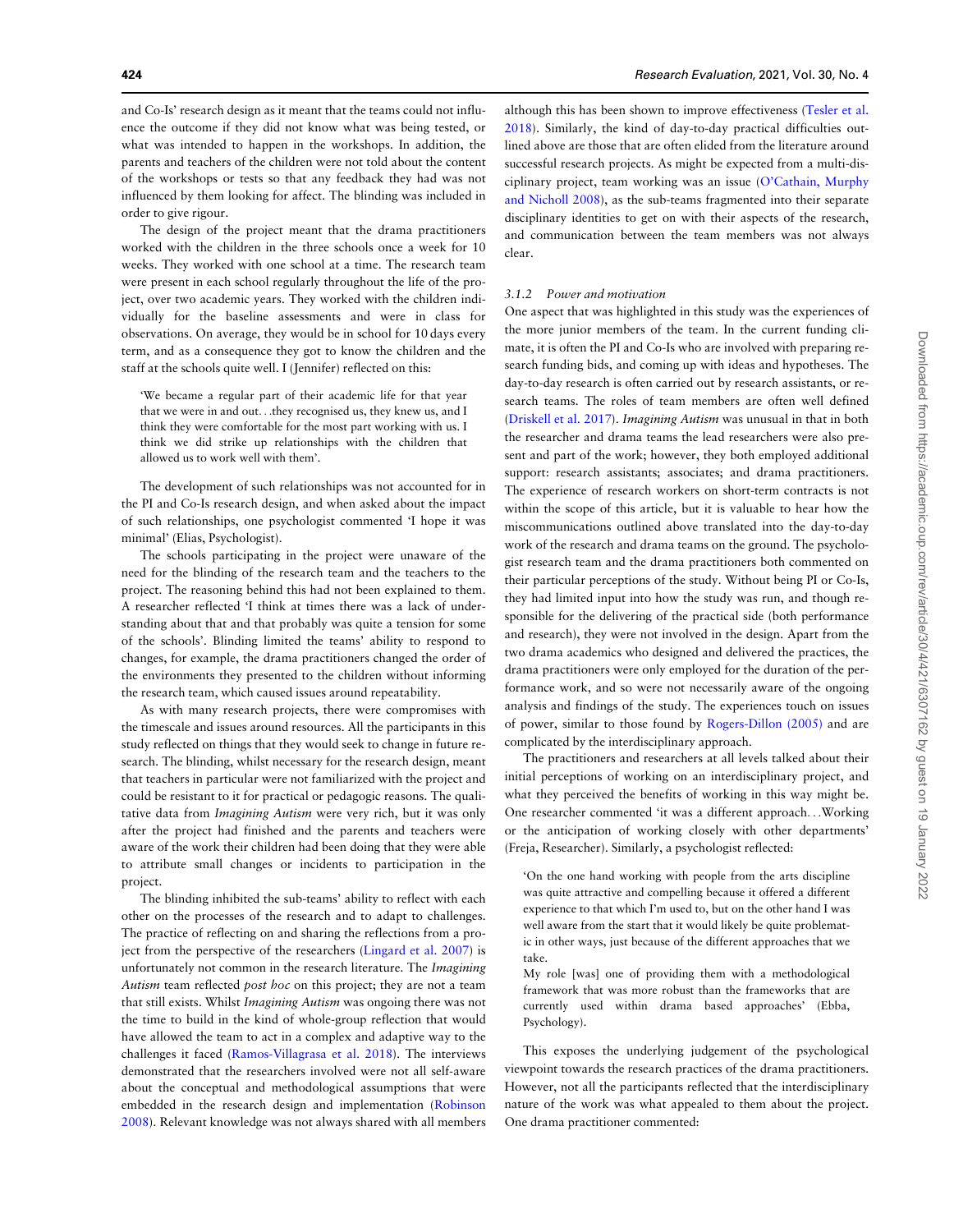and Co-Is' research design as it meant that the teams could not influence the outcome if they did not know what was being tested, or what was intended to happen in the workshops. In addition, the parents and teachers of the children were not told about the content of the workshops or tests so that any feedback they had was not influenced by them looking for affect. The blinding was included in order to give rigour.

The design of the project meant that the drama practitioners worked with the children in the three schools once a week for 10 weeks. They worked with one school at a time. The research team were present in each school regularly throughout the life of the project, over two academic years. They worked with the children individually for the baseline assessments and were in class for observations. On average, they would be in school for 10 days every term, and as a consequence they got to know the children and the staff at the schools quite well. I (Jennifer) reflected on this:

> 'We became a regular part of their academic life for that year that we were in and out…they recognised us, they knew us, and I think they were comfortable for the most part working with us. I think we did strike up relationships with the children that allowed us to work well with them'.

The development of such relationships was not accounted for in the PI and Co-Is research design, and when asked about the impact of such relationships, one psychologist commented 'I hope it was minimal' (Elias, Psychologist).

The schools participating in the project were unaware of the need for the blinding of the research team and the teachers to the project. The reasoning behind this had not been explained to them. A researcher reflected 'I think at times there was a lack of understanding about that and that probably was quite a tension for some of the schools'. Blinding limited the teams' ability to respond to changes, for example, the drama practitioners changed the order of the environments they presented to the children without informing the research team, which caused issues around repeatability.

As with many research projects, there were compromises with the timescale and issues around resources. All the participants in this study reflected on things that they would seek to change in future research. The blinding, whilst necessary for the research design, meant that teachers in particular were not familiarized with the project and could be resistant to it for practical or pedagogic reasons. The qualitative data from *Imagining Autism* were very rich, but it was only after the project had finished and the parents and teachers were aware of the work their children had been doing that they were able to attribute small changes or incidents to participation in the project.

The blinding inhibited the sub-teams' ability to reflect with each other on the processes of the research and to adapt to challenges. The practice of reflecting on and sharing the reflections from a project from the perspective of the researchers (Lingard et al. 2007) is unfortunately not common in the research literature. The *Imagining Autism* team reflected *post hoc* on this project; they are not a team that still exists. Whilst *Imagining Autism* was ongoing there was not the time to build in the kind of whole-group reflection that would have allowed the team to act in a complex and adaptive way to the challenges it faced (Ramos-Villagrasa et al. 2018). The interviews demonstrated that the researchers involved were not all self-aware about the conceptual and methodological assumptions that were embedded in the research design and implementation (Robinson 2008). Relevant knowledge was not always shared with all members although this has been shown to improve effectiveness (Tesler et al. 2018). Similarly, the kind of day-to-day practical difficulties outlined above are those that are often elided from the literature around successful research projects. As might be expected from a multi-disciplinary project, team working was an issue (O'Cathain, Murphy and Nicholl 2008), as the sub-teams fragmented into their separate disciplinary identities to get on with their aspects of the research, and communication between the team members was not always clear.

#### 3.1.2 Power and motivation

One aspect that was highlighted in this study was the experiences of the more junior members of the team. In the current funding climate, it is often the PI and Co-Is who are involved with preparing research funding bids, and coming up with ideas and hypotheses. The day-to-day research is often carried out by research assistants, or research teams. The roles of team members are often well defined (Driskell et al. 2017). *Imagining Autism* was unusual in that in both the researcher and drama teams the lead researchers were also present and part of the work; however, they both employed additional support: research assistants; associates; and drama practitioners. The experience of research workers on short-term contracts is not within the scope of this article, but it is valuable to hear how the miscommunications outlined above translated into the day-to-day work of the research and drama teams on the ground. The psychologist research team and the drama practitioners both commented on their particular perceptions of the study. Without being PI or Co-Is, they had limited input into how the study was run, and though responsible for the delivering of the practical side (both performance and research), they were not involved in the design. Apart from the two drama academics who designed and delivered the practices, the drama practitioners were only employed for the duration of the performance work, and so were not necessarily aware of the ongoing analysis and findings of the study. The experiences touch on issues of power, similar to those found by Rogers-Dillon (2005) and are complicated by the interdisciplinary approach.

The practitioners and researchers at all levels talked about their initial perceptions of working on an interdisciplinary project, and what they perceived the benefits of working in this way might be. One researcher commented 'it was a different approach…Working or the anticipation of working closely with other departments' (Freja, Researcher). Similarly, a psychologist reflected:

> 'On the one hand working with people from the arts discipline was quite attractive and compelling because it offered a different experience to that which I'm used to, but on the other hand I was well aware from the start that it would likely be problematic in other ways, just because of the different approaches that we take.
>
> My role [was] one of providing them with a methodological framework that was more robust than the frameworks that are currently used within drama based approaches' (Ebba, Psychology).

This exposes the underlying judgement of the psychological viewpoint towards the research practices of the drama practitioners. However, not all the participants reflected that the interdisciplinary nature of the work was what appealed to them about the project. One drama practitioner commented: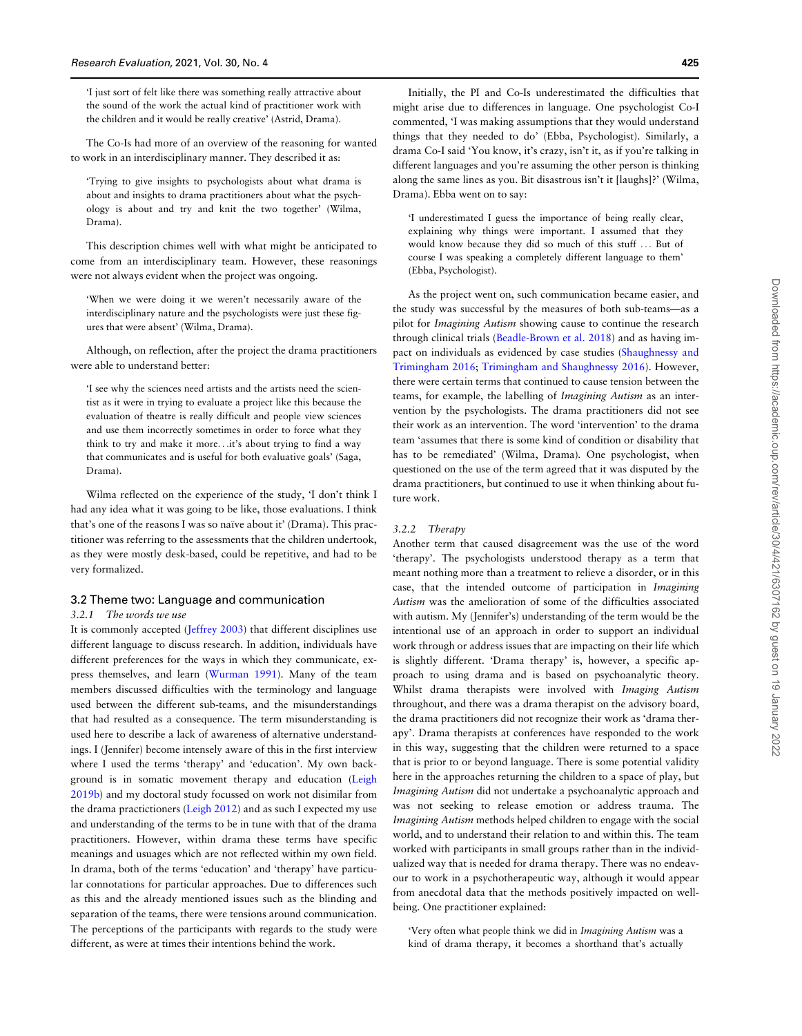> 'I just sort of felt like there was something really attractive about the sound of the work the actual kind of practitioner work with the children and it would be really creative' (Astrid, Drama).

The Co-Is had more of an overview of the reasoning for wanted to work in an interdisciplinary manner. They described it as:

> 'Trying to give insights to psychologists about what drama is about and insights to drama practitioners about what the psychology is about and try and knit the two together' (Wilma, Drama).

This description chimes well with what might be anticipated to come from an interdisciplinary team. However, these reasonings were not always evident when the project was ongoing.

> 'When we were doing it we weren't necessarily aware of the interdisciplinary nature and the psychologists were just these figures that were absent' (Wilma, Drama).

Although, on reflection, after the project the drama practitioners were able to understand better:

> 'I see why the sciences need artists and the artists need the scientist as it were in trying to evaluate a project like this because the evaluation of theatre is really difficult and people view sciences and use them incorrectly sometimes in order to force what they think to try and make it more…it's about trying to find a way that communicates and is useful for both evaluative goals' (Saga, Drama).

Wilma reflected on the experience of the study, 'I don't think I had any idea what it was going to be like, those evaluations. I think that's one of the reasons I was so naïve about it' (Drama). This practitioner was referring to the assessments that the children undertook, as they were mostly desk-based, could be repetitive, and had to be very formalized.

## 3.2 Theme two: Language and communication

### 3.2.1 *The words we use*

It is commonly accepted (Jeffrey 2003) that different disciplines use different language to discuss research. In addition, individuals have different preferences for the ways in which they communicate, express themselves, and learn (Wurman 1991). Many of the team members discussed difficulties with the terminology and language used between the different sub-teams, and the misunderstandings that had resulted as a consequence. The term misunderstanding is used here to describe a lack of awareness of alternative understandings. I (Jennifer) become intensely aware of this in the first interview where I used the terms 'therapy' and 'education'. My own background is in somatic movement therapy and education (Leigh 2019b) and my doctoral study focussed on work not disimilar from the drama practictioners (Leigh 2012) and as such I expected my use and understanding of the terms to be in tune with that of the drama practitioners. However, within drama these terms have specific meanings and usuages which are not reflected within my own field. In drama, both of the terms 'education' and 'therapy' have particular connotations for particular approaches. Due to differences such as this and the already mentioned issues such as the blinding and separation of the teams, there were tensions around communication. The perceptions of the participants with regards to the study were different, as were at times their intentions behind the work.

Initially, the PI and Co-Is underestimated the difficulties that might arise due to differences in language. One psychologist Co-I commented, 'I was making assumptions that they would understand things that they needed to do' (Ebba, Psychologist). Similarly, a drama Co-I said 'You know, it's crazy, isn't it, as if you're talking in different languages and you're assuming the other person is thinking along the same lines as you. Bit disastrous isn't it [laughs]?' (Wilma, Drama). Ebba went on to say:

> 'I underestimated I guess the importance of being really clear, explaining why things were important. I assumed that they would know because they did so much of this stuff … But of course I was speaking a completely different language to them' (Ebba, Psychologist).

As the project went on, such communication became easier, and the study was successful by the measures of both sub-teams—as a pilot for *Imagining Autism* showing cause to continue the research through clinical trials (Beadle-Brown et al. 2018) and as having impact on individuals as evidenced by case studies (Shaughnessy and Trimingham 2016; Trimingham and Shaughnessy 2016). However, there were certain terms that continued to cause tension between the teams, for example, the labelling of *Imagining Autism* as an intervention by the psychologists. The drama practitioners did not see their work as an intervention. The word 'intervention' to the drama team 'assumes that there is some kind of condition or disability that has to be remediated' (Wilma, Drama). One psychologist, when questioned on the use of the term agreed that it was disputed by the drama practitioners, but continued to use it when thinking about future work.

### 3.2.2 *Therapy*

Another term that caused disagreement was the use of the word 'therapy'. The psychologists understood therapy as a term that meant nothing more than a treatment to relieve a disorder, or in this case, that the intended outcome of participation in *Imagining Autism* was the amelioration of some of the difficulties associated with autism. My (Jennifer's) understanding of the term would be the intentional use of an approach in order to support an individual work through or address issues that are impacting on their life which is slightly different. 'Drama therapy' is, however, a specific approach to using drama and is based on psychoanalytic theory. Whilst drama therapists were involved with *Imaging Autism* throughout, and there was a drama therapist on the advisory board, the drama practitioners did not recognize their work as 'drama therapy'. Drama therapists at conferences have responded to the work in this way, suggesting that the children were returned to a space that is prior to or beyond language. There is some potential validity here in the approaches returning the children to a space of play, but *Imagining Autism* did not undertake a psychoanalytic approach and was not seeking to release emotion or address trauma. The *Imagining Autism* methods helped children to engage with the social world, and to understand their relation to and within this. The team worked with participants in small groups rather than in the individualized way that is needed for drama therapy. There was no endeavour to work in a psychotherapeutic way, although it would appear from anecdotal data that the methods positively impacted on well-being. One practitioner explained:

> 'Very often what people think we did in *Imagining Autism* was a kind of drama therapy, it becomes a shorthand that's actually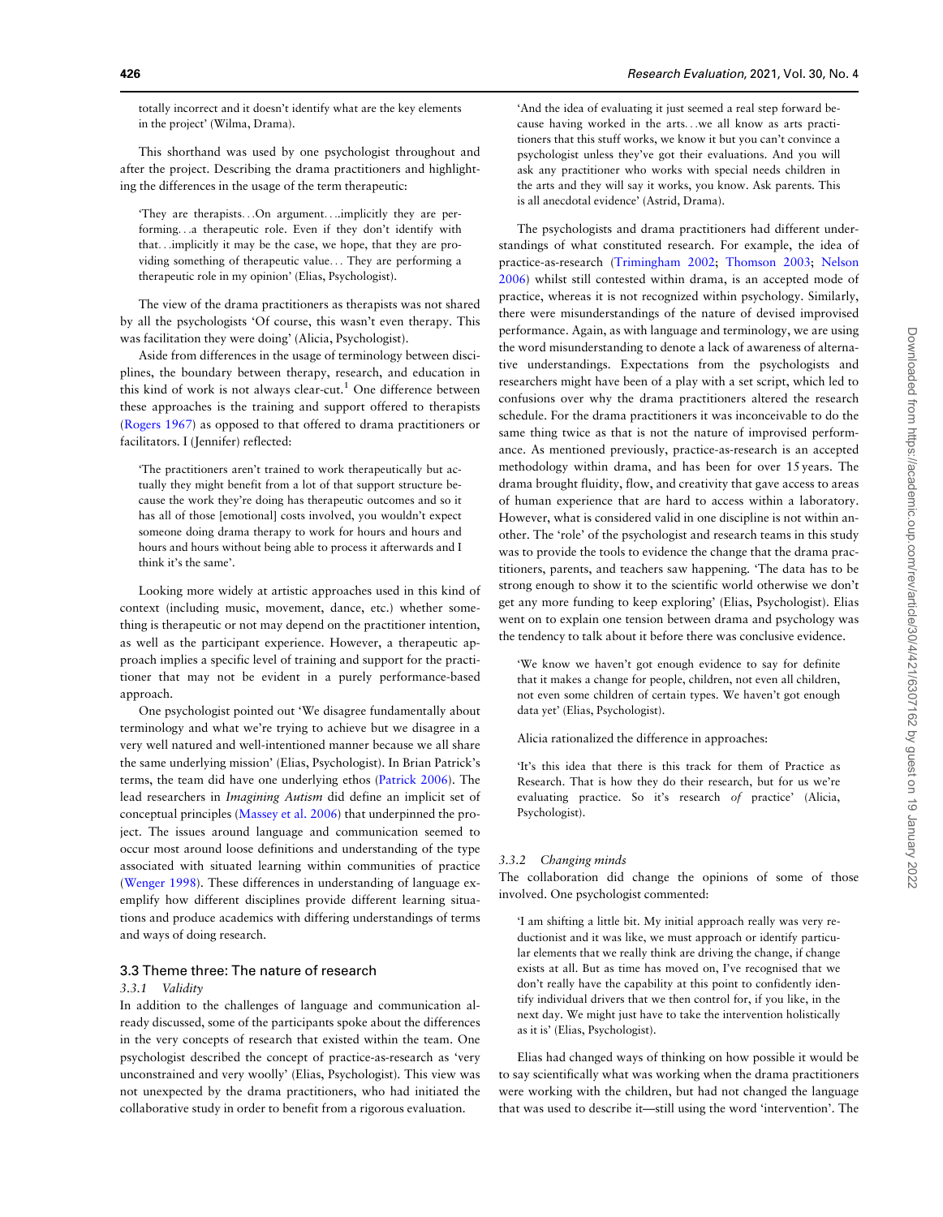totally incorrect and it doesn't identify what are the key elements in the project' (Wilma, Drama).

This shorthand was used by one psychologist throughout and after the project. Describing the drama practitioners and highlighting the differences in the usage of the term therapeutic:

> 'They are therapists…On argument….implicitly they are performing…a therapeutic role. Even if they don't identify with that…implicitly it may be the case, we hope, that they are providing something of therapeutic value… They are performing a therapeutic role in my opinion' (Elias, Psychologist).

The view of the drama practitioners as therapists was not shared by all the psychologists 'Of course, this wasn't even therapy. This was facilitation they were doing' (Alicia, Psychologist).

Aside from differences in the usage of terminology between disciplines, the boundary between therapy, research, and education in this kind of work is not always clear-cut.[1] One difference between these approaches is the training and support offered to therapists (Rogers 1967) as opposed to that offered to drama practitioners or facilitators. I (Jennifer) reflected:

> 'The practitioners aren't trained to work therapeutically but actually they might benefit from a lot of that support structure because the work they're doing has therapeutic outcomes and so it has all of those [emotional] costs involved, you wouldn't expect someone doing drama therapy to work for hours and hours and hours and hours without being able to process it afterwards and I think it's the same'.

Looking more widely at artistic approaches used in this kind of context (including music, movement, dance, etc.) whether something is therapeutic or not may depend on the practitioner intention, as well as the participant experience. However, a therapeutic approach implies a specific level of training and support for the practitioner that may not be evident in a purely performance-based approach.

One psychologist pointed out 'We disagree fundamentally about terminology and what we're trying to achieve but we disagree in a very well natured and well-intentioned manner because we all share the same underlying mission' (Elias, Psychologist). In Brian Patrick's terms, the team did have one underlying ethos (Patrick 2006). The lead researchers in *Imagining Autism* did define an implicit set of conceptual principles (Massey et al. 2006) that underpinned the project. The issues around language and communication seemed to occur most around loose definitions and understanding of the type associated with situated learning within communities of practice (Wenger 1998). These differences in understanding of language exemplify how different disciplines provide different learning situations and produce academics with differing understandings of terms and ways of doing research.

## 3.3 Theme three: The nature of research

### 3.3.1 *Validity*

In addition to the challenges of language and communication already discussed, some of the participants spoke about the differences in the very concepts of research that existed within the team. One psychologist described the concept of practice-as-research as 'very unconstrained and very woolly' (Elias, Psychologist). This view was not unexpected by the drama practitioners, who had initiated the collaborative study in order to benefit from a rigorous evaluation.

> 'And the idea of evaluating it just seemed a real step forward because having worked in the arts…we all know as arts practitioners that this stuff works, we know it but you can't convince a psychologist unless they've got their evaluations. And you will ask any practitioner who works with special needs children in the arts and they will say it works, you know. Ask parents. This is all anecdotal evidence' (Astrid, Drama).

The psychologists and drama practitioners had different understandings of what constituted research. For example, the idea of practice-as-research (Trimingham 2002; Thomson 2003; Nelson 2006) whilst still contested within drama, is an accepted mode of practice, whereas it is not recognized within psychology. Similarly, there were misunderstandings of the nature of devised improvised performance. Again, as with language and terminology, we are using the word misunderstanding to denote a lack of awareness of alternative understandings. Expectations from the psychologists and researchers might have been of a play with a set script, which led to confusions over why the drama practitioners altered the research schedule. For the drama practitioners it was inconceivable to do the same thing twice as that is not the nature of improvised performance. As mentioned previously, practice-as-research is an accepted methodology within drama, and has been for over 15 years. The drama brought fluidity, flow, and creativity that gave access to areas of human experience that are hard to access within a laboratory. However, what is considered valid in one discipline is not within another. The 'role' of the psychologist and research teams in this study was to provide the tools to evidence the change that the drama practitioners, parents, and teachers saw happening. 'The data has to be strong enough to show it to the scientific world otherwise we don't get any more funding to keep exploring' (Elias, Psychologist). Elias went on to explain one tension between drama and psychology was the tendency to talk about it before there was conclusive evidence.

> 'We know we haven't got enough evidence to say for definite that it makes a change for people, children, not even all children, not even some children of certain types. We haven't got enough data yet' (Elias, Psychologist).

Alicia rationalized the difference in approaches:

> 'It's this idea that there is this track for them of Practice as Research. That is how they do their research, but for us we're evaluating practice. So it's research *of* practice' (Alicia, Psychologist).

### 3.3.2 *Changing minds*

The collaboration did change the opinions of some of those involved. One psychologist commented:

> 'I am shifting a little bit. My initial approach really was very reductionist and it was like, we must approach or identify particular elements that we really think are driving the change, if change exists at all. But as time has moved on, I've recognised that we don't really have the capability at this point to confidently identify individual drivers that we then control for, if you like, in the next day. We might just have to take the intervention holistically as it is' (Elias, Psychologist).

Elias had changed ways of thinking on how possible it would be to say scientifically what was working when the drama practitioners were working with the children, but had not changed the language that was used to describe it—still using the word 'intervention'. The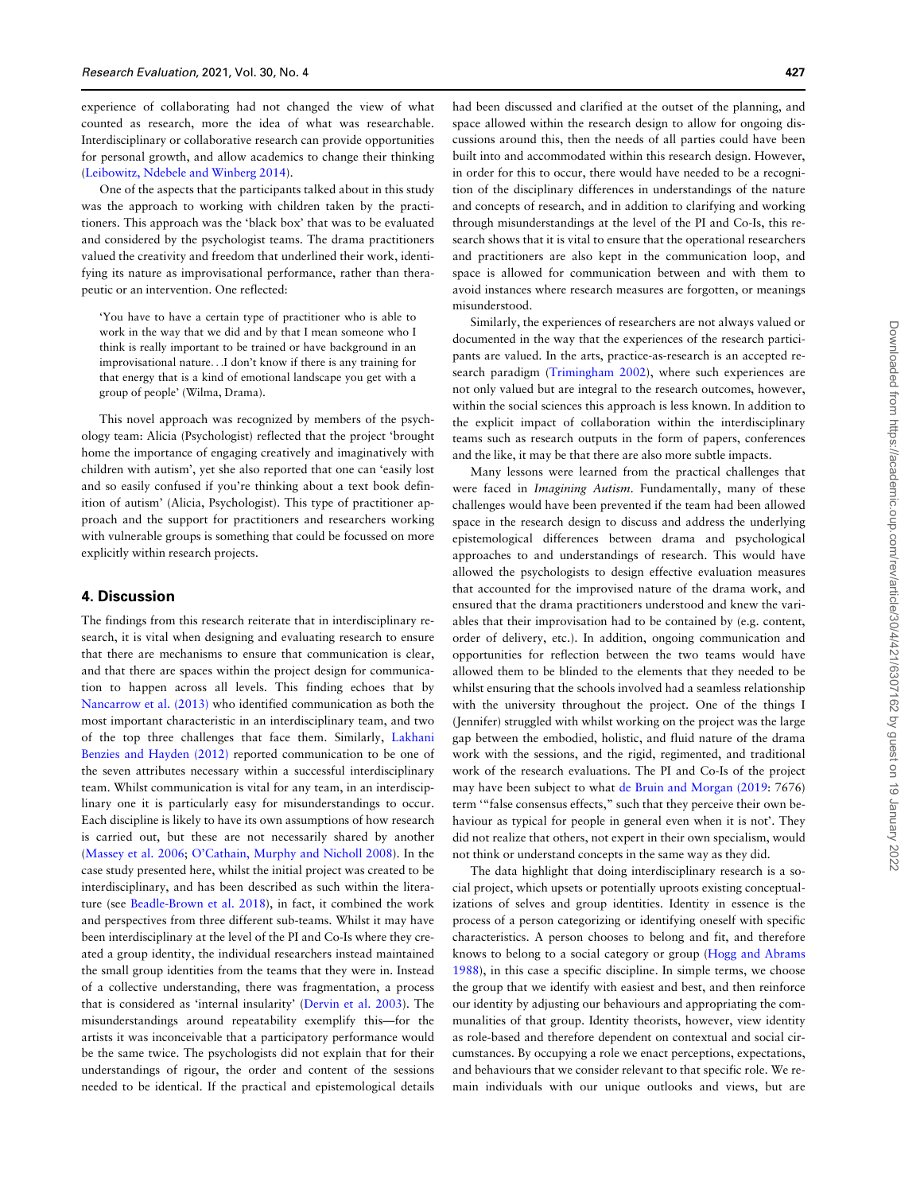experience of collaborating had not changed the view of what counted as research, more the idea of what was researchable. Interdisciplinary or collaborative research can provide opportunities for personal growth, and allow academics to change their thinking (Leibowitz, Ndebele and Winberg 2014).

One of the aspects that the participants talked about in this study was the approach to working with children taken by the practitioners. This approach was the 'black box' that was to be evaluated and considered by the psychologist teams. The drama practitioners valued the creativity and freedom that underlined their work, identifying its nature as improvisational performance, rather than therapeutic or an intervention. One reflected:

> 'You have to have a certain type of practitioner who is able to work in the way that we did and by that I mean someone who I think is really important to be trained or have background in an improvisational nature…I don't know if there is any training for that energy that is a kind of emotional landscape you get with a group of people' (Wilma, Drama).

This novel approach was recognized by members of the psychology team: Alicia (Psychologist) reflected that the project 'brought home the importance of engaging creatively and imaginatively with children with autism', yet she also reported that one can 'easily lost and so easily confused if you're thinking about a text book definition of autism' (Alicia, Psychologist). This type of practitioner approach and the support for practitioners and researchers working with vulnerable groups is something that could be focussed on more explicitly within research projects.

## 4. Discussion

The findings from this research reiterate that in interdisciplinary research, it is vital when designing and evaluating research to ensure that there are mechanisms to ensure that communication is clear, and that there are spaces within the project design for communication to happen across all levels. This finding echoes that by Nancarrow et al. (2013) who identified communication as both the most important characteristic in an interdisciplinary team, and two of the top three challenges that face them. Similarly, Lakhani Benzies and Hayden (2012) reported communication to be one of the seven attributes necessary within a successful interdisciplinary team. Whilst communication is vital for any team, in an interdisciplinary one it is particularly easy for misunderstandings to occur. Each discipline is likely to have its own assumptions of how research is carried out, but these are not necessarily shared by another (Massey et al. 2006; O'Cathain, Murphy and Nicholl 2008). In the case study presented here, whilst the initial project was created to be interdisciplinary, and has been described as such within the literature (see Beadle-Brown et al. 2018), in fact, it combined the work and perspectives from three different sub-teams. Whilst it may have been interdisciplinary at the level of the PI and Co-Is where they created a group identity, the individual researchers instead maintained the small group identities from the teams that they were in. Instead of a collective understanding, there was fragmentation, a process that is considered as 'internal insularity' (Dervin et al. 2003). The misunderstandings around repeatability exemplify this—for the artists it was inconceivable that a participatory performance would be the same twice. The psychologists did not explain that for their understandings of rigour, the order and content of the sessions needed to be identical. If the practical and epistemological details had been discussed and clarified at the outset of the planning, and space allowed within the research design to allow for ongoing discussions around this, then the needs of all parties could have been built into and accommodated within this research design. However, in order for this to occur, there would have needed to be a recognition of the disciplinary differences in understandings of the nature and concepts of research, and in addition to clarifying and working through misunderstandings at the level of the PI and Co-Is, this research shows that it is vital to ensure that the operational researchers and practitioners are also kept in the communication loop, and space is allowed for communication between and with them to avoid instances where research measures are forgotten, or meanings misunderstood.

Similarly, the experiences of researchers are not always valued or documented in the way that the experiences of the research participants are valued. In the arts, practice-as-research is an accepted research paradigm (Trimingham 2002), where such experiences are not only valued but are integral to the research outcomes, however, within the social sciences this approach is less known. In addition to the explicit impact of collaboration within the interdisciplinary teams such as research outputs in the form of papers, conferences and the like, it may be that there are also more subtle impacts.

Many lessons were learned from the practical challenges that were faced in *Imagining Autism*. Fundamentally, many of these challenges would have been prevented if the team had been allowed space in the research design to discuss and address the underlying epistemological differences between drama and psychological approaches to and understandings of research. This would have allowed the psychologists to design effective evaluation measures that accounted for the improvised nature of the drama work, and ensured that the drama practitioners understood and knew the variables that their improvisation had to be contained by (e.g. content, order of delivery, etc.). In addition, ongoing communication and opportunities for reflection between the two teams would have allowed them to be blinded to the elements that they needed to be whilst ensuring that the schools involved had a seamless relationship with the university throughout the project. One of the things I (Jennifer) struggled with whilst working on the project was the large gap between the embodied, holistic, and fluid nature of the drama work with the sessions, and the rigid, regimented, and traditional work of the research evaluations. The PI and Co-Is of the project may have been subject to what de Bruin and Morgan (2019: 7676) term '"false consensus effects," such that they perceive their own behaviour as typical for people in general even when it is not'. They did not realize that others, not expert in their own specialism, would not think or understand concepts in the same way as they did.

The data highlight that doing interdisciplinary research is a social project, which upsets or potentially uproots existing conceptualizations of selves and group identities. Identity in essence is the process of a person categorizing or identifying oneself with specific characteristics. A person chooses to belong and fit, and therefore knows to belong to a social category or group (Hogg and Abrams 1988), in this case a specific discipline. In simple terms, we choose the group that we identify with easiest and best, and then reinforce our identity by adjusting our behaviours and appropriating the communalities of that group. Identity theorists, however, view identity as role-based and therefore dependent on contextual and social circumstances. By occupying a role we enact perceptions, expectations, and behaviours that we consider relevant to that specific role. We remain individuals with our unique outlooks and views, but are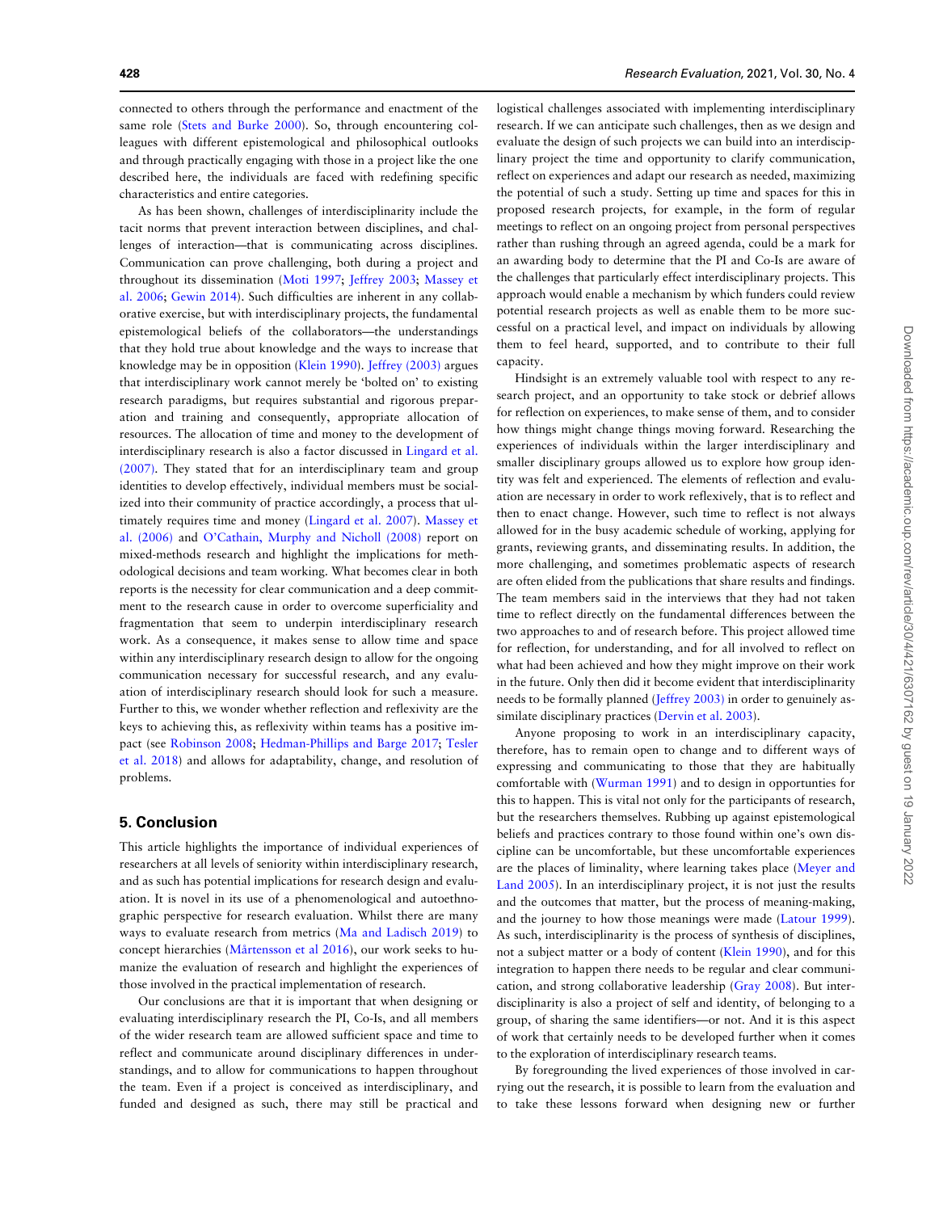connected to others through the performance and enactment of the same role (Stets and Burke 2000). So, through encountering colleagues with different epistemological and philosophical outlooks and through practically engaging with those in a project like the one described here, the individuals are faced with redefining specific characteristics and entire categories.

As has been shown, challenges of interdisciplinarity include the tacit norms that prevent interaction between disciplines, and challenges of interaction—that is communicating across disciplines. Communication can prove challenging, both during a project and throughout its dissemination (Moti 1997; Jeffrey 2003; Massey et al. 2006; Gewin 2014). Such difficulties are inherent in any collaborative exercise, but with interdisciplinary projects, the fundamental epistemological beliefs of the collaborators—the understandings that they hold true about knowledge and the ways to increase that knowledge may be in opposition (Klein 1990). Jeffrey (2003) argues that interdisciplinary work cannot merely be 'bolted on' to existing research paradigms, but requires substantial and rigorous preparation and training and consequently, appropriate allocation of resources. The allocation of time and money to the development of interdisciplinary research is also a factor discussed in Lingard et al. (2007). They stated that for an interdisciplinary team and group identities to develop effectively, individual members must be socialized into their community of practice accordingly, a process that ultimately requires time and money (Lingard et al. 2007). Massey et al. (2006) and O'Cathain, Murphy and Nicholl (2008) report on mixed-methods research and highlight the implications for methodological decisions and team working. What becomes clear in both reports is the necessity for clear communication and a deep commitment to the research cause in order to overcome superficiality and fragmentation that seem to underpin interdisciplinary research work. As a consequence, it makes sense to allow time and space within any interdisciplinary research design to allow for the ongoing communication necessary for successful research, and any evaluation of interdisciplinary research should look for such a measure. Further to this, we wonder whether reflection and reflexivity are the keys to achieving this, as reflexivity within teams has a positive impact (see Robinson 2008; Hedman-Phillips and Barge 2017; Tesler et al. 2018) and allows for adaptability, change, and resolution of problems.

## 5. Conclusion

This article highlights the importance of individual experiences of researchers at all levels of seniority within interdisciplinary research, and as such has potential implications for research design and evaluation. It is novel in its use of a phenomenological and autoethnographic perspective for research evaluation. Whilst there are many ways to evaluate research from metrics (Ma and Ladisch 2019) to concept hierarchies (Mårtensson et al 2016), our work seeks to humanize the evaluation of research and highlight the experiences of those involved in the practical implementation of research.

Our conclusions are that it is important that when designing or evaluating interdisciplinary research the PI, Co-Is, and all members of the wider research team are allowed sufficient space and time to reflect and communicate around disciplinary differences in understandings, and to allow for communications to happen throughout the team. Even if a project is conceived as interdisciplinary, and funded and designed as such, there may still be practical and logistical challenges associated with implementing interdisciplinary research. If we can anticipate such challenges, then as we design and evaluate the design of such projects we can build into an interdisciplinary project the time and opportunity to clarify communication, reflect on experiences and adapt our research as needed, maximizing the potential of such a study. Setting up time and spaces for this in proposed research projects, for example, in the form of regular meetings to reflect on an ongoing project from personal perspectives rather than rushing through an agreed agenda, could be a mark for an awarding body to determine that the PI and Co-Is are aware of the challenges that particularly effect interdisciplinary projects. This approach would enable a mechanism by which funders could review potential research projects as well as enable them to be more successful on a practical level, and impact on individuals by allowing them to feel heard, supported, and to contribute to their full capacity.

Hindsight is an extremely valuable tool with respect to any research project, and an opportunity to take stock or debrief allows for reflection on experiences, to make sense of them, and to consider how things might change things moving forward. Researching the experiences of individuals within the larger interdisciplinary and smaller disciplinary groups allowed us to explore how group identity was felt and experienced. The elements of reflection and evaluation are necessary in order to work reflexively, that is to reflect and then to enact change. However, such time to reflect is not always allowed for in the busy academic schedule of working, applying for grants, reviewing grants, and disseminating results. In addition, the more challenging, and sometimes problematic aspects of research are often elided from the publications that share results and findings. The team members said in the interviews that they had not taken time to reflect directly on the fundamental differences between the two approaches to and of research before. This project allowed time for reflection, for understanding, and for all involved to reflect on what had been achieved and how they might improve on their work in the future. Only then did it become evident that interdisciplinarity needs to be formally planned (Jeffrey 2003) in order to genuinely assimilate disciplinary practices (Dervin et al. 2003).

Anyone proposing to work in an interdisciplinary capacity, therefore, has to remain open to change and to different ways of expressing and communicating to those that they are habitually comfortable with (Wurman 1991) and to design in opportunities for this to happen. This is vital not only for the participants of research, but the researchers themselves. Rubbing up against epistemological beliefs and practices contrary to those found within one's own discipline can be uncomfortable, but these uncomfortable experiences are the places of liminality, where learning takes place (Meyer and Land 2005). In an interdisciplinary project, it is not just the results and the outcomes that matter, but the process of meaning-making, and the journey to how those meanings were made (Latour 1999). As such, interdisciplinarity is the process of synthesis of disciplines, not a subject matter or a body of content (Klein 1990), and for this integration to happen there needs to be regular and clear communication, and strong collaborative leadership (Gray 2008). But interdisciplinarity is also a project of self and identity, of belonging to a group, of sharing the same identifiers—or not. And it is this aspect of work that certainly needs to be developed further when it comes to the exploration of interdisciplinary research teams.

By foregrounding the lived experiences of those involved in carrying out the research, it is possible to learn from the evaluation and to take these lessons forward when designing new or further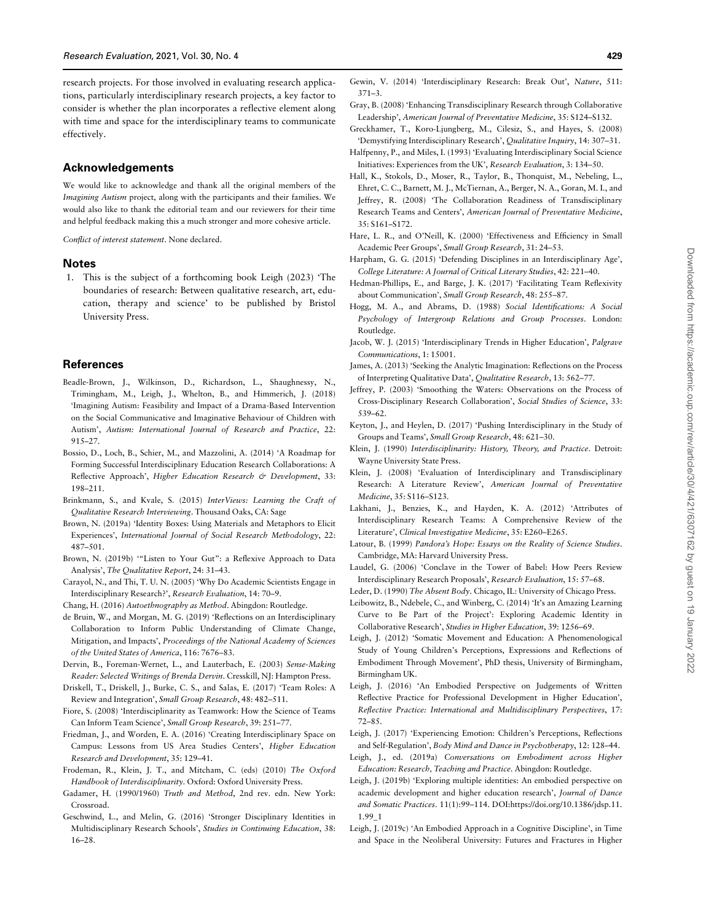research projects. For those involved in evaluating research applications, particularly interdisciplinary research projects, a key factor to consider is whether the plan incorporates a reflective element along with time and space for the interdisciplinary teams to communicate effectively.

## Acknowledgements

We would like to acknowledge and thank all the original members of the *Imagining Autism* project, along with the participants and their families. We would also like to thank the editorial team and our reviewers for their time and helpful feedback making this a much stronger and more cohesive article.

*Conflict of interest statement*. None declared.

## Notes

1. This is the subject of a forthcoming book Leigh (2023) 'The boundaries of research: Between qualitative research, art, education, therapy and science' to be published by Bristol University Press.

## References

Beadle-Brown, J., Wilkinson, D., Richardson, L., Shaughnessy, N., Trimingham, M., Leigh, J., Whelton, B., and Himmerich, J. (2018) 'Imagining Autism: Feasibility and Impact of a Drama-Based Intervention on the Social Communicative and Imaginative Behaviour of Children with Autism', *Autism: International Journal of Research and Practice*, 22: 915–27.

Bossio, D., Loch, B., Schier, M., and Mazzolini, A. (2014) 'A Roadmap for Forming Successful Interdisciplinary Education Research Collaborations: A Reflective Approach', *Higher Education Research & Development*, 33: 198–211.

Brinkmann, S., and Kvale, S. (2015) *InterViews: Learning the Craft of Qualitative Research Interviewing*. Thousand Oaks, CA: Sage

Brown, N. (2019a) 'Identity Boxes: Using Materials and Metaphors to Elicit Experiences', *International Journal of Social Research Methodology*, 22: 487–501.

Brown, N. (2019b) '"Listen to Your Gut": a Reflexive Approach to Data Analysis', *The Qualitative Report*, 24: 31–43.

Carayol, N., and Thi, T. U. N. (2005) 'Why Do Academic Scientists Engage in Interdisciplinary Research?', *Research Evaluation*, 14: 70–9.

Chang, H. (2016) *Autoethnography as Method*. Abingdon: Routledge.

de Bruin, W., and Morgan, M. G. (2019) 'Reflections on an Interdisciplinary Collaboration to Inform Public Understanding of Climate Change, Mitigation, and Impacts', *Proceedings of the National Academy of Sciences of the United States of America*, 116: 7676–83.

Dervin, B., Foreman-Wernet, L., and Lauterbach, E. (2003) *Sense-Making Reader: Selected Writings of Brenda Dervin*. Cresskill, NJ: Hampton Press.

Driskell, T., Driskell, J., Burke, C. S., and Salas, E. (2017) 'Team Roles: A Review and Integration', *Small Group Research*, 48: 482–511.

Fiore, S. (2008) 'Interdisciplinarity as Teamwork: How the Science of Teams Can Inform Team Science', *Small Group Research*, 39: 251–77.

Friedman, J., and Worden, E. A. (2016) 'Creating Interdisciplinary Space on Campus: Lessons from US Area Studies Centers', *Higher Education Research and Development*, 35: 129–41.

Frodeman, R., Klein, J. T., and Mitcham, C. (eds) (2010) *The Oxford Handbook of Interdisciplinarity*. Oxford: Oxford University Press.

Gadamer, H. (1990/1960) *Truth and Method*, 2nd rev. edn. New York: Crossroad.

Geschwind, L., and Melin, G. (2016) 'Stronger Disciplinary Identities in Multidisciplinary Research Schools', *Studies in Continuing Education*, 38: 16–28.

Gewin, V. (2014) 'Interdisciplinary Research: Break Out', *Nature*, 511: 371–3.

Gray, B. (2008) 'Enhancing Transdisciplinary Research through Collaborative Leadership', *American Journal of Preventative Medicine*, 35: S124–S132.

Greckhamer, T., Koro-Ljungberg, M., Cilesiz, S., and Hayes, S. (2008) 'Demystifying Interdisciplinary Research', *Qualitative Inquiry*, 14: 307–31.

Halfpenny, P., and Miles, I. (1993) 'Evaluating Interdisciplinary Social Science Initiatives: Experiences from the UK', *Research Evaluation*, 3: 134–50.

Hall, K., Stokols, D., Moser, R., Taylor, B., Thonquist, M., Nebeling, L., Ehret, C. C., Barnett, M. J., McTiernan, A., Berger, N. A., Goran, M. I., and Jeffrey, R. (2008) 'The Collaboration Readiness of Transdisciplinary Research Teams and Centers', *American Journal of Preventative Medicine*, 35: S161–S172.

Hare, L. R., and O'Neill, K. (2000) 'Effectiveness and Efficiency in Small Academic Peer Groups', *Small Group Research*, 31: 24–53.

Harpham, G. G. (2015) 'Defending Disciplines in an Interdisciplinary Age', *College Literature: A Journal of Critical Literary Studies*, 42: 221–40.

Hedman-Phillips, E., and Barge, J. K. (2017) 'Facilitating Team Reflexivity about Communication', *Small Group Research*, 48: 255–87.

Hogg, M. A., and Abrams, D. (1988) *Social Identifications: A Social Psychology of Intergroup Relations and Group Processes*. London: Routledge.

Jacob, W. J. (2015) 'Interdisciplinary Trends in Higher Education', *Palgrave Communications*, 1: 15001.

James, A. (2013) 'Seeking the Analytic Imagination: Reflections on the Process of Interpreting Qualitative Data', *Qualitative Research*, 13: 562–77.

Jeffrey, P. (2003) 'Smoothing the Waters: Observations on the Process of Cross-Disciplinary Research Collaboration', *Social Studies of Science*, 33: 539–62.

Keyton, J., and Heylen, D. (2017) 'Pushing Interdisciplinary in the Study of Groups and Teams', *Small Group Research*, 48: 621–30.

Klein, J. (1990) *Interdisciplinarity: History, Theory, and Practice*. Detroit: Wayne University State Press.

Klein, J. (2008) 'Evaluation of Interdisciplinary and Transdisciplinary Research: A Literature Review', *American Journal of Preventative Medicine*, 35: S116–S123.

Lakhani, J., Benzies, K., and Hayden, K. A. (2012) 'Attributes of Interdisciplinary Research Teams: A Comprehensive Review of the Literature', *Clinical Investigative Medicine*, 35: E260–E265.

Latour, B. (1999) *Pandora's Hope: Essays on the Reality of Science Studies*. Cambridge, MA: Harvard University Press.

Laudel, G. (2006) 'Conclave in the Tower of Babel: How Peers Review Interdisciplinary Research Proposals', *Research Evaluation*, 15: 57–68.

Leder, D. (1990) *The Absent Body*. Chicago, IL: University of Chicago Press.

Leibowitz, B., Ndebele, C., and Winberg, C. (2014) 'It's an Amazing Learning Curve to Be Part of the Project': Exploring Academic Identity in Collaborative Research', *Studies in Higher Education*, 39: 1256–69.

Leigh, J. (2012) 'Somatic Movement and Education: A Phenomenological Study of Young Children's Perceptions, Expressions and Reflections of Embodiment Through Movement', PhD thesis, University of Birmingham, Birmingham UK.

Leigh, J. (2016) 'An Embodied Perspective on Judgements of Written Reflective Practice for Professional Development in Higher Education', *Reflective Practice: International and Multidisciplinary Perspectives*, 17: 72–85.

Leigh, J. (2017) 'Experiencing Emotion: Children's Perceptions, Reflections and Self-Regulation', *Body Mind and Dance in Psychotherapy*, 12: 128–44.

Leigh, J., ed. (2019a) *Conversations on Embodiment across Higher Education: Research, Teaching and Practice*. Abingdon: Routledge.

Leigh, J. (2019b) 'Exploring multiple identities: An embodied perspective on academic development and higher education research', *Journal of Dance and Somatic Practices*. 11(1):99–114. DOI:https://doi.org/10.1386/jdsp.11.1.99_1

Leigh, J. (2019c) 'An Embodied Approach in a Cognitive Discipline', in Time and Space in the Neoliberal University: Futures and Fractures in Higher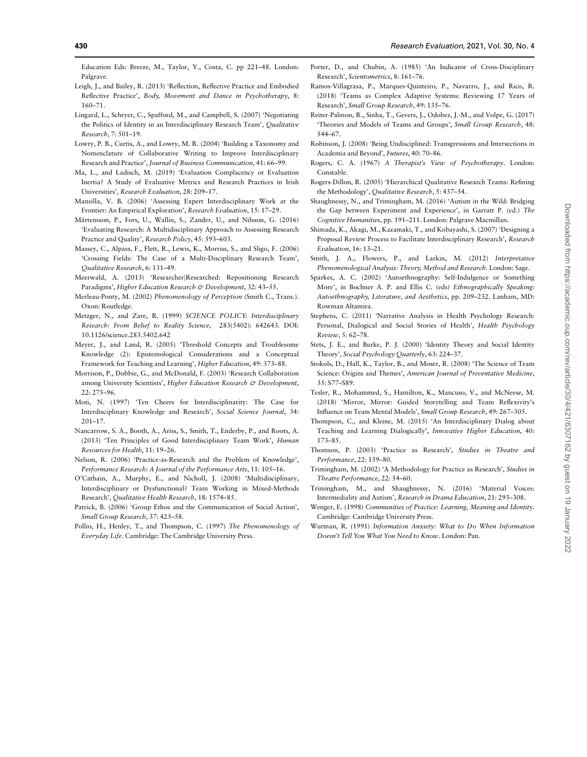Education Eds: Breeze, M., Taylor, Y., Costa, C. pp 221–48. London: Palgrave.

Leigh, J., and Bailey, R. (2013) 'Reflection, Reflective Practice and Embodied Reflective Practice', *Body, Movement and Dance in Psychotherapy*, 8: 160–71.

Lingard, L., Schryer, C., Spafford, M., and Campbell, S. (2007) 'Negotiating the Politics of Identity in an Interdisciplinary Research Team', *Qualitative Research*, 7: 501–19.

Lowry, P. B., Curtis, A., and Lowry, M. R. (2004) 'Building a Taxonomy and Nomenclature of Collaborative Writing to Improve Interdisciplinary Research and Practice', *Journal of Business Communication*, 41: 66–99.

Ma, L., and Ladisch, M. (2019) 'Evaluation Complacency or Evaluation Inertia? A Study of Evaluative Metrics and Research Practices in Irish Universities', *Research Evaluation*, 28: 209–17.

Mansilla, V. B. (2006) 'Assessing Expert Interdisciplinary Work at the Frontier: An Empirical Exploration', *Research Evaluation*, 15: 17–29.

Mårtensson, P., Fors, U., Wallin, S., Zander, U., and Nilsson, G. (2016) 'Evaluating Research: A Multidisciplinary Approach to Assessing Research Practice and Quality', *Research Policy*, 45: 593–603.

Massey, C., Alpass, F., Flett, R., Lewis, K., Morriss, S., and Sligo, F. (2006) 'Crossing Fields: The Case of a Multi-Disciplinary Research Team', *Qualitative Research*, 6: 131–49.

Meerwald, A. (2013) 'Researcher|Researched: Repositioning Research Paradigms', *Higher Education Research & Development*, 32: 43–55.

Merleau-Ponty, M. (2002) *Phenomenology of Perception* (Smith C., Trans.). Oxon: Routledge.

Metzger, N., and Zare, R. (1999) *SCIENCE POLICY: Interdisciplinary Research: From Belief to Reality Science*, 283(5402): 642643. DOI: 10.1126/science.283.5402.642

Meyer, J., and Land, R. (2005) 'Threshold Concepts and Troublesome Knowledge (2): Epistemological Considerations and a Conceptual Framework for Teaching and Learning', *Higher Education*, 49: 373–88.

Morrison, P., Dobbie, G., and McDonald, F. (2003) 'Research Collaboration among University Scientists', *Higher Education Research & Development*, 22: 275–96.

Moti, N. (1997) 'Ten Cheers for Interdisciplinarity: The Case for Interdisciplinary Knowledge and Research', *Social Science Journal*, 34: 201–17.

Nancarrow, S. A., Booth, A., Ariss, S., Smith, T., Enderby, P., and Roots, A. (2013) 'Ten Principles of Good Interdisciplinary Team Work', *Human Resources for Health*, 11: 19–26.

Nelson, R. (2006) 'Practice-as-Research and the Problem of Knowledge', *Performance Research: A Journal of the Performance Arts*, 11: 105–16.

O'Cathain, A., Murphy, E., and Nicholl, J. (2008) 'Multidisciplinary, Interdisciplinary or Dysfunctional? Team Working in Mixed-Methods Research', *Qualitative Health Research*, 18: 1574–85.

Patrick, B. (2006) 'Group Ethos and the Communication of Social Action', *Small Group Research*, 37: 425–58.

Pollio, H., Henley, T., and Thompson, C. (1997) *The Phenomenology of Everyday Life*. Cambridge: The Cambridge University Press.

Porter, D., and Chubin, A. (1985) 'An Indicator of Cross-Disciplinary Research', *Scientometrics*, 8: 161–76.

Ramos-Villagrasa, P., Marques-Quinteiro, P., Navarro, J., and Rico, R. (2018) 'Teams as Complex Adaptive Systems: Reviewing 17 Years of Research', *Small Group Research*, 49: 135–76.

Reiter-Palmon, R., Sinha, T., Gevers, J., Odobez, J.-M., and Volpe, G. (2017) 'Theories and Models of Teams and Groups', *Small Group Research*, 48: 544–67.

Robinson, J. (2008) 'Being Undisciplined: Transgressions and Intersections in Academia and Beyond', *Futures*, 40: 70–86.

Rogers, C. A. (1967) *A Therapist's View of Psychotherapy*. London: Constable.

Rogers-Dillon, R. (2005) 'Hierarchical Qualitative Research Teams: Refining the Methodology', *Qualitative Research*, 5: 437–54.

Shaughnessy, N., and Trimingham, M. (2016) 'Autism in the Wild: Bridging the Gap between Experiment and Experience', in Garratt P. (ed.) *The Cognitive Humanities*, pp. 191–211. London: Palgrave Macmillan.

Shimada, K., Akagi, M., Kazamaki, T., and Kobayashi, S. (2007) 'Designing a Proposal Review Process to Facilitate Interdisciplinary Research', *Research Evaluation*, 16: 13–21.

Smith, J. A., Flowers, P., and Larkin, M. (2012) *Interpretative Phenomenological Analysis: Theory, Method and Research*. London: Sage.

Sparkes, A. C. (2002) 'Autoethnography: Self-Indulgence or Something More', in Bochner A. P. and Ellis C. (eds) *Ethnographically Speaking: Autoethnography, Literature, and Aesthetics*, pp. 209–232. Lanham, MD: Rowman Altamira.

Stephens, C. (2011) 'Narrative Analysis in Health Psychology Research: Personal, Dialogical and Social Stories of Health', *Health Psychology Review*, 5: 62–78.

Stets, J. E., and Burke, P. J. (2000) 'Identity Theory and Social Identity Theory', *Social Psychology Quarterly*, 63: 224–37.

Stokols, D., Hall, K., Taylor, B., and Moser, R. (2008) 'The Science of Team Science: Origins and Themes', *American Journal of Preventative Medicine*, 35: S77–S89.

Tesler, R., Mohammed, S., Hamilton, K., Mancuso, V., and McNeese, M. (2018) 'Mirror, Mirror: Guided Storytelling and Team Reflexivity's Influence on Team Mental Models', *Small Group Research*, 49: 267–305.

Thompson, C., and Kleine, M. (2015) 'An Interdisciplinary Dialog about Teaching and Learning Dialogically', *Innovative Higher Education*, 40: 173–85.

Thomson, P. (2003) 'Practice as Research', *Studies in Theatre and Performance*, 22: 159–80.

Trimingham, M. (2002) 'A Methodology for Practice as Research', *Studies in Theatre Performance*, 22: 54–60.

Trimingham, M., and Shaughnessy, N. (2016) 'Material Voices: Intermediality and Autism', *Research in Drama Education*, 21: 293–308.

Wenger, E. (1998) *Communities of Practice: Learning, Meaning and Identity*. Cambridge: Cambridge University Press.

Wurman, R. (1991) *Information Anxiety: What to Do When Information Doesn't Tell You What You Need to Know*. London: Pan.